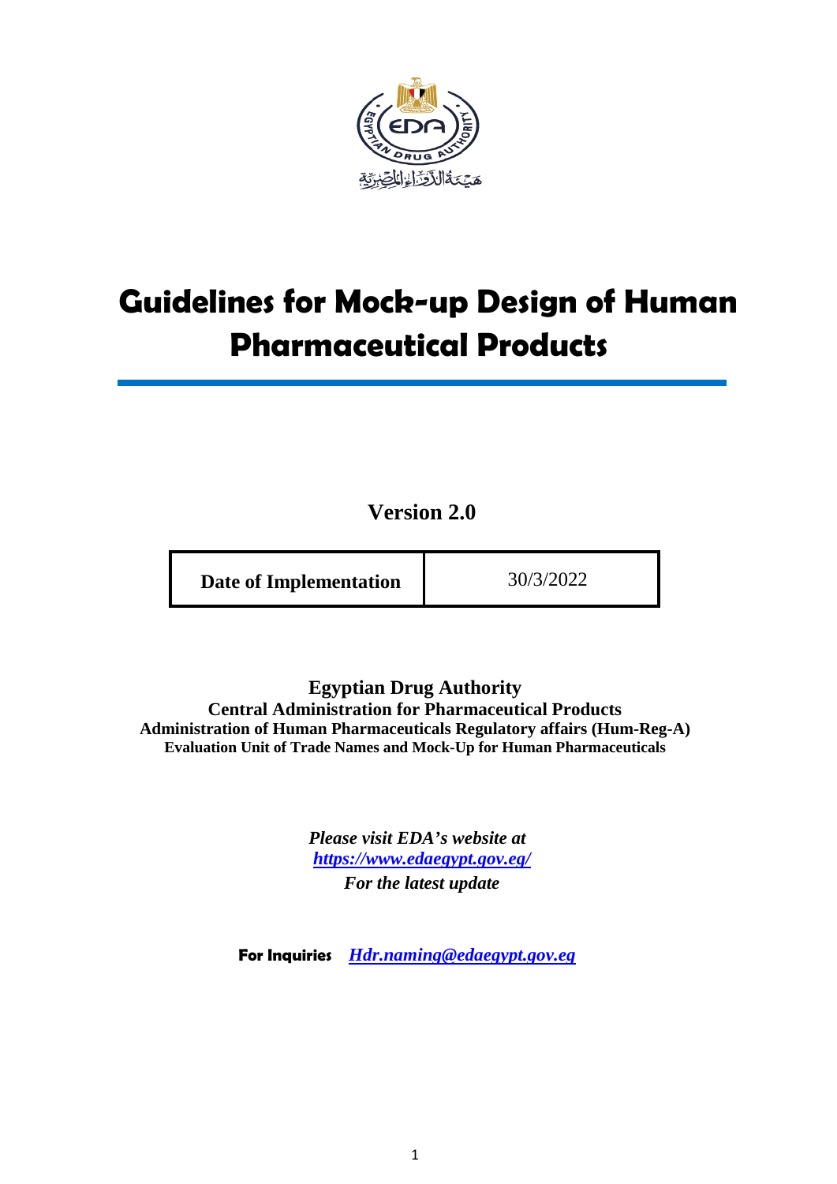# Guidelines for Mock-up Design of Human Pharmaceutical Products

**Version 2.0**

| **Date of Implementation** | 30/3/2022 |
| --- | --- |

**Egyptian Drug Authority**
**Central Administration for Pharmaceutical Products**
**Administration of Human Pharmaceuticals Regulatory affairs (Hum-Reg-A)**
**Evaluation Unit of Trade Names and Mock-Up for Human Pharmaceuticals**

*Please visit EDA's website at*
*https://www.edaegypt.gov.eg/*
*For the latest update*

**For Inquiries** *Hdr.naming@edaegypt.gov.eg*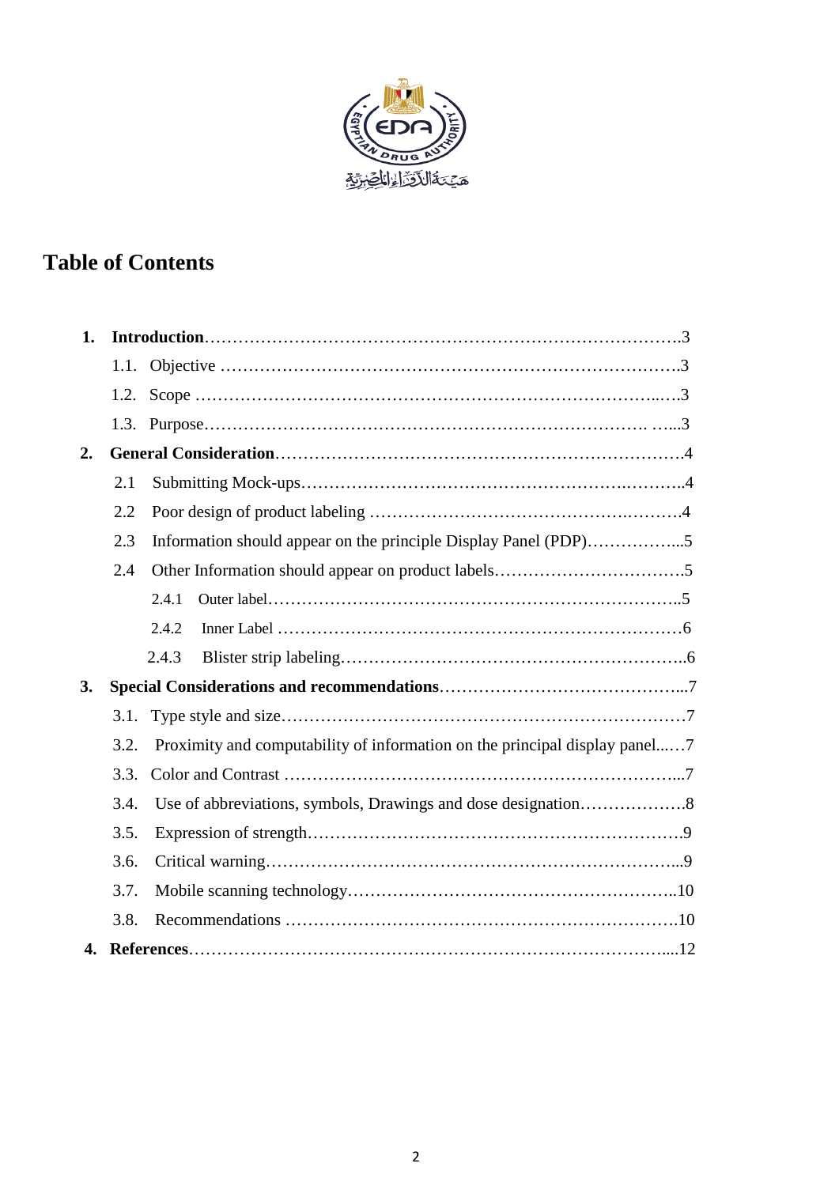## Table of Contents

1. **Introduction**……………………………………………………………………….3
   - 1.1. Objective ……………………………………………………………………….3
   - 1.2. Scope ……………………………………………………………………...…3
   - 1.3. Purpose………………………………………………………………………. …...3
2. **General Consideration**……………………………………………………………….4
   - 2.1 Submitting Mock-ups……………………………………………….……….4
   - 2.2 Poor design of product labeling ……………………………………….……….4
   - 2.3 Information should appear on the principle Display Panel (PDP)……………...5
   - 2.4 Other Information should appear on product labels…………………………….5
     - 2.4.1 Outer label……………………………………………………………..5
     - 2.4.2 Inner Label ………………………………………………………………6
     - 2.4.3 Blister strip labeling……………………………………………………..6
3. **Special Considerations and recommendations**…………………………………...7
   - 3.1. Type style and size………………………………………………………………7
   - 3.2. Proximity and computability of information on the principal display panel...…7
   - 3.3. Color and Contrast ……………………………………………………………...7
   - 3.4. Use of abbreviations, symbols, Drawings and dose designation……………….8
   - 3.5. Expression of strength…………………………………………………………9
   - 3.6. Critical warning………………………………………………………………...9
   - 3.7. Mobile scanning technology…………………………………………………..10
   - 3.8. Recommendations …………………………………………………………….10
4. **References**……………………………………………………………………....12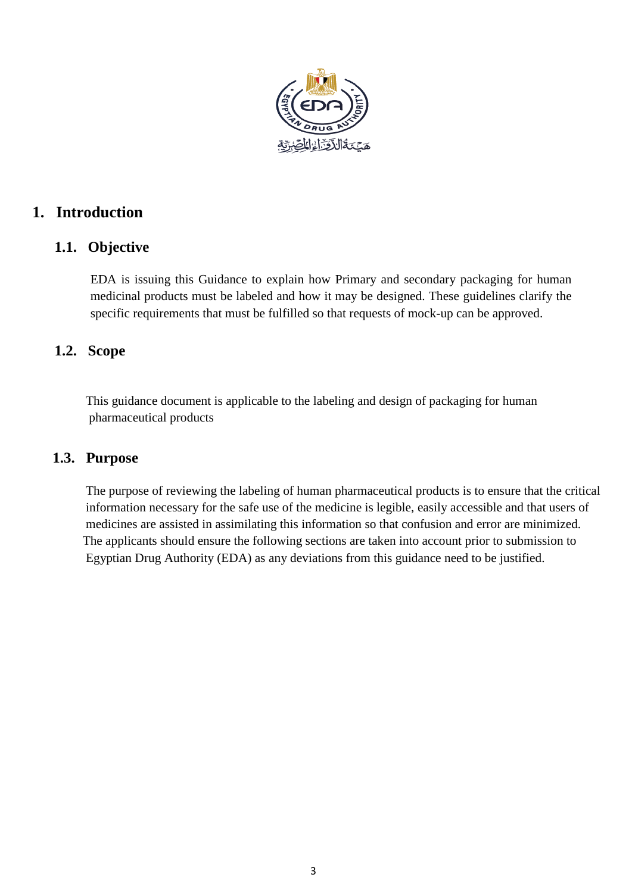# 1. Introduction

## 1.1. Objective

EDA is issuing this Guidance to explain how Primary and secondary packaging for human medicinal products must be labeled and how it may be designed. These guidelines clarify the specific requirements that must be fulfilled so that requests of mock-up can be approved.

## 1.2. Scope

This guidance document is applicable to the labeling and design of packaging for human pharmaceutical products

## 1.3. Purpose

The purpose of reviewing the labeling of human pharmaceutical products is to ensure that the critical information necessary for the safe use of the medicine is legible, easily accessible and that users of medicines are assisted in assimilating this information so that confusion and error are minimized. The applicants should ensure the following sections are taken into account prior to submission to Egyptian Drug Authority (EDA) as any deviations from this guidance need to be justified.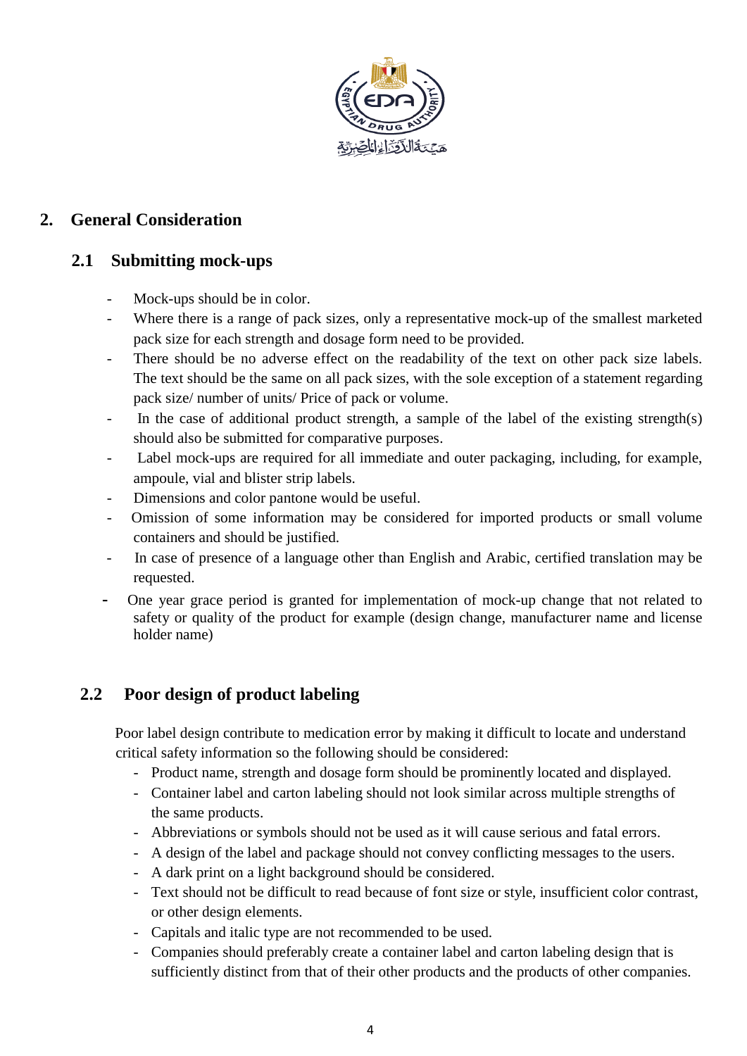## 2. General Consideration

### 2.1 Submitting mock-ups

- Mock-ups should be in color.
- Where there is a range of pack sizes, only a representative mock-up of the smallest marketed pack size for each strength and dosage form need to be provided.
- There should be no adverse effect on the readability of the text on other pack size labels. The text should be the same on all pack sizes, with the sole exception of a statement regarding pack size/ number of units/ Price of pack or volume.
- In the case of additional product strength, a sample of the label of the existing strength(s) should also be submitted for comparative purposes.
- Label mock-ups are required for all immediate and outer packaging, including, for example, ampoule, vial and blister strip labels.
- Dimensions and color pantone would be useful.
- Omission of some information may be considered for imported products or small volume containers and should be justified.
- In case of presence of a language other than English and Arabic, certified translation may be requested.
- One year grace period is granted for implementation of mock-up change that not related to safety or quality of the product for example (design change, manufacturer name and license holder name)

### 2.2 Poor design of product labeling

Poor label design contribute to medication error by making it difficult to locate and understand critical safety information so the following should be considered:

- Product name, strength and dosage form should be prominently located and displayed.
- Container label and carton labeling should not look similar across multiple strengths of the same products.
- Abbreviations or symbols should not be used as it will cause serious and fatal errors.
- A design of the label and package should not convey conflicting messages to the users.
- A dark print on a light background should be considered.
- Text should not be difficult to read because of font size or style, insufficient color contrast, or other design elements.
- Capitals and italic type are not recommended to be used.
- Companies should preferably create a container label and carton labeling design that is sufficiently distinct from that of their other products and the products of other companies.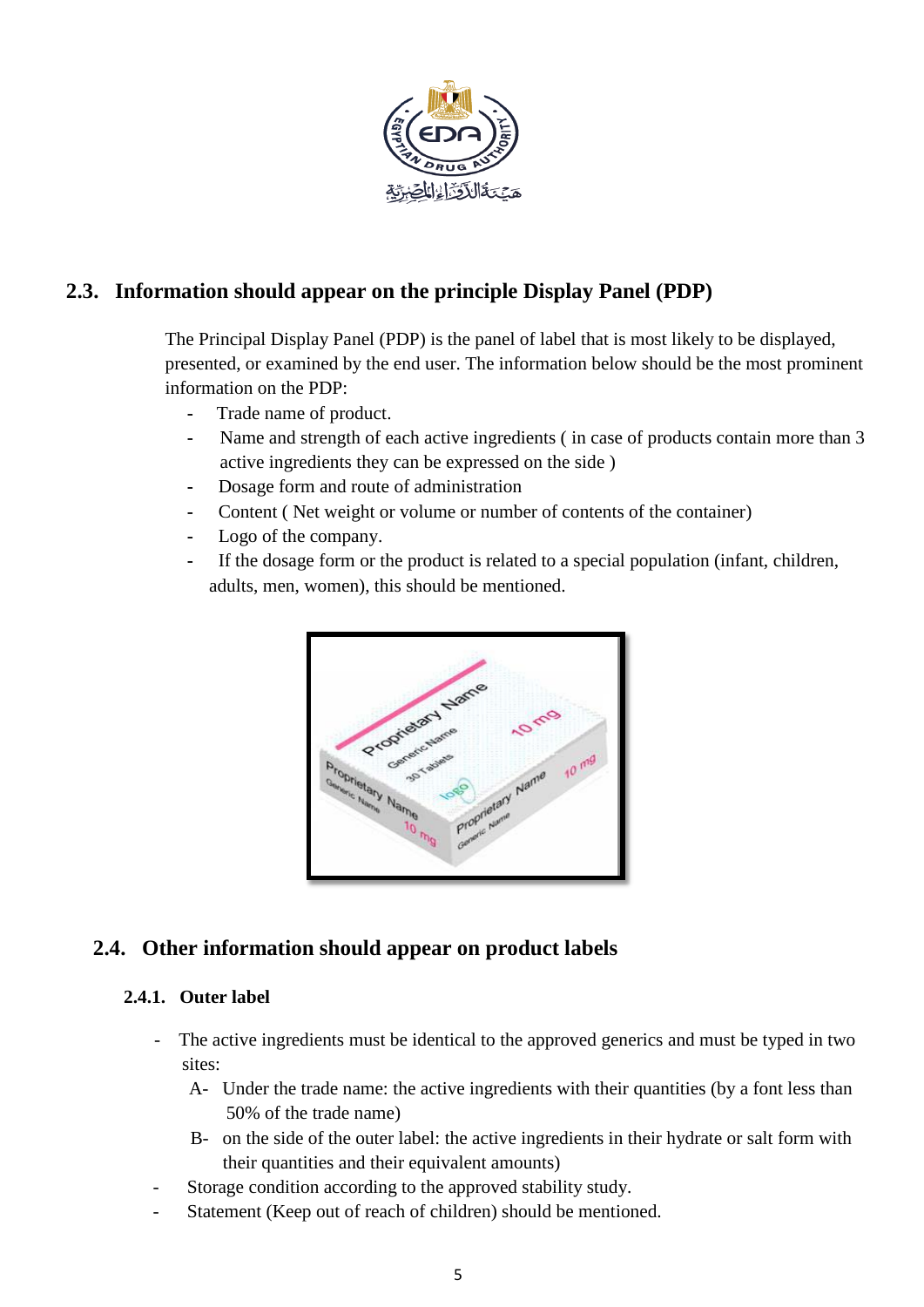## 2.3. Information should appear on the principle Display Panel (PDP)

The Principal Display Panel (PDP) is the panel of label that is most likely to be displayed, presented, or examined by the end user. The information below should be the most prominent information on the PDP:

- Trade name of product.
- Name and strength of each active ingredients ( in case of products contain more than 3 active ingredients they can be expressed on the side )
- Dosage form and route of administration
- Content ( Net weight or volume or number of contents of the container)
- Logo of the company.
- If the dosage form or the product is related to a special population (infant, children, adults, men, women), this should be mentioned.

## 2.4. Other information should appear on product labels

### 2.4.1. Outer label

- The active ingredients must be identical to the approved generics and must be typed in two sites:
  - A- Under the trade name: the active ingredients with their quantities (by a font less than 50% of the trade name)
  - B- on the side of the outer label: the active ingredients in their hydrate or salt form with their quantities and their equivalent amounts)
- Storage condition according to the approved stability study.
- Statement (Keep out of reach of children) should be mentioned.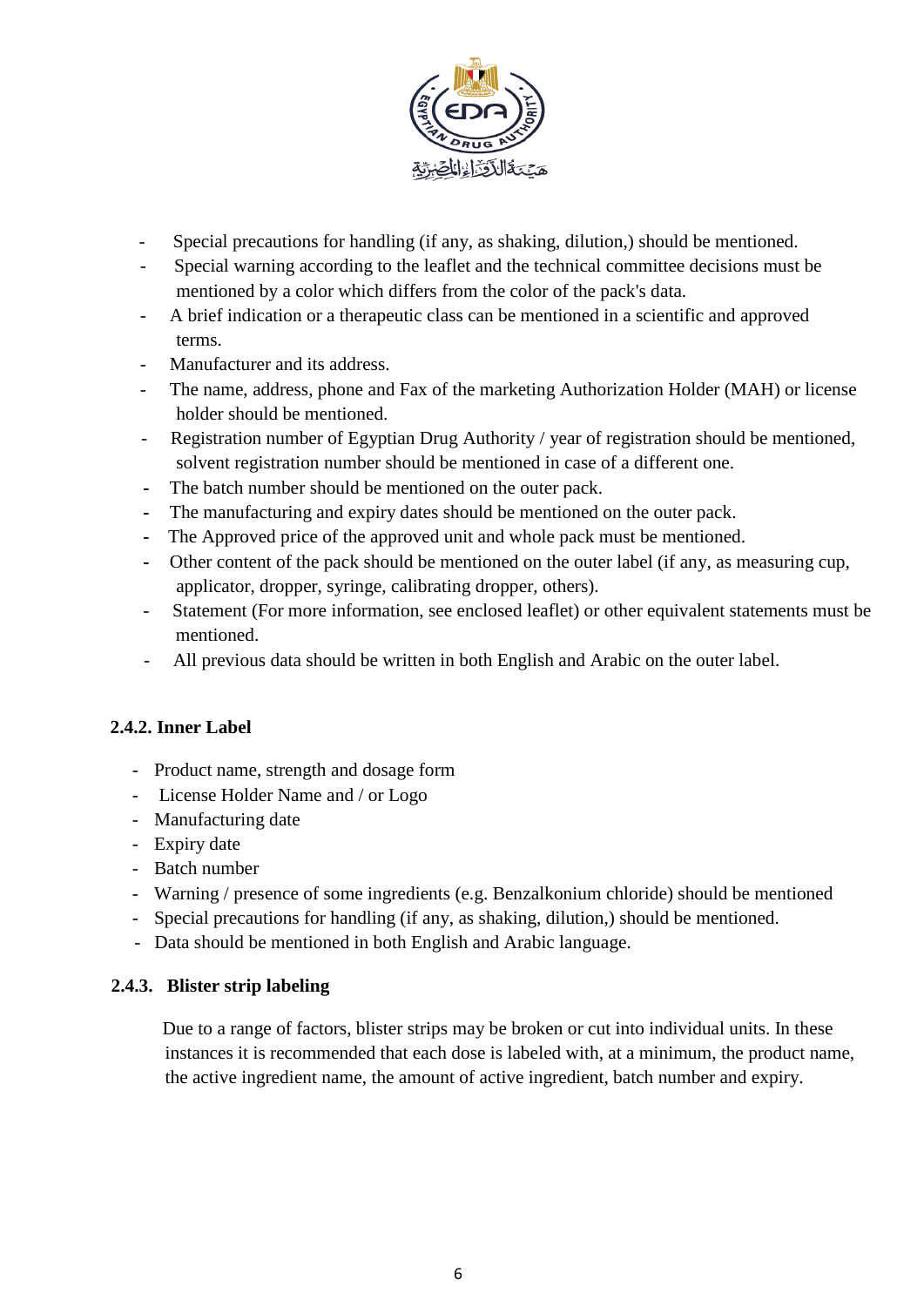- Special precautions for handling (if any, as shaking, dilution,) should be mentioned.
- Special warning according to the leaflet and the technical committee decisions must be mentioned by a color which differs from the color of the pack's data.
- A brief indication or a therapeutic class can be mentioned in a scientific and approved terms.
- Manufacturer and its address.
- The name, address, phone and Fax of the marketing Authorization Holder (MAH) or license holder should be mentioned.
- Registration number of Egyptian Drug Authority / year of registration should be mentioned, solvent registration number should be mentioned in case of a different one.
- The batch number should be mentioned on the outer pack.
- The manufacturing and expiry dates should be mentioned on the outer pack.
- The Approved price of the approved unit and whole pack must be mentioned.
- Other content of the pack should be mentioned on the outer label (if any, as measuring cup, applicator, dropper, syringe, calibrating dropper, others).
- Statement (For more information, see enclosed leaflet) or other equivalent statements must be mentioned.
- All previous data should be written in both English and Arabic on the outer label.

### 2.4.2. Inner Label

- Product name, strength and dosage form
- License Holder Name and / or Logo
- Manufacturing date
- Expiry date
- Batch number
- Warning / presence of some ingredients (e.g. Benzalkonium chloride) should be mentioned
- Special precautions for handling (if any, as shaking, dilution,) should be mentioned.
- Data should be mentioned in both English and Arabic language.

### 2.4.3. Blister strip labeling

Due to a range of factors, blister strips may be broken or cut into individual units. In these instances it is recommended that each dose is labeled with, at a minimum, the product name, the active ingredient name, the amount of active ingredient, batch number and expiry.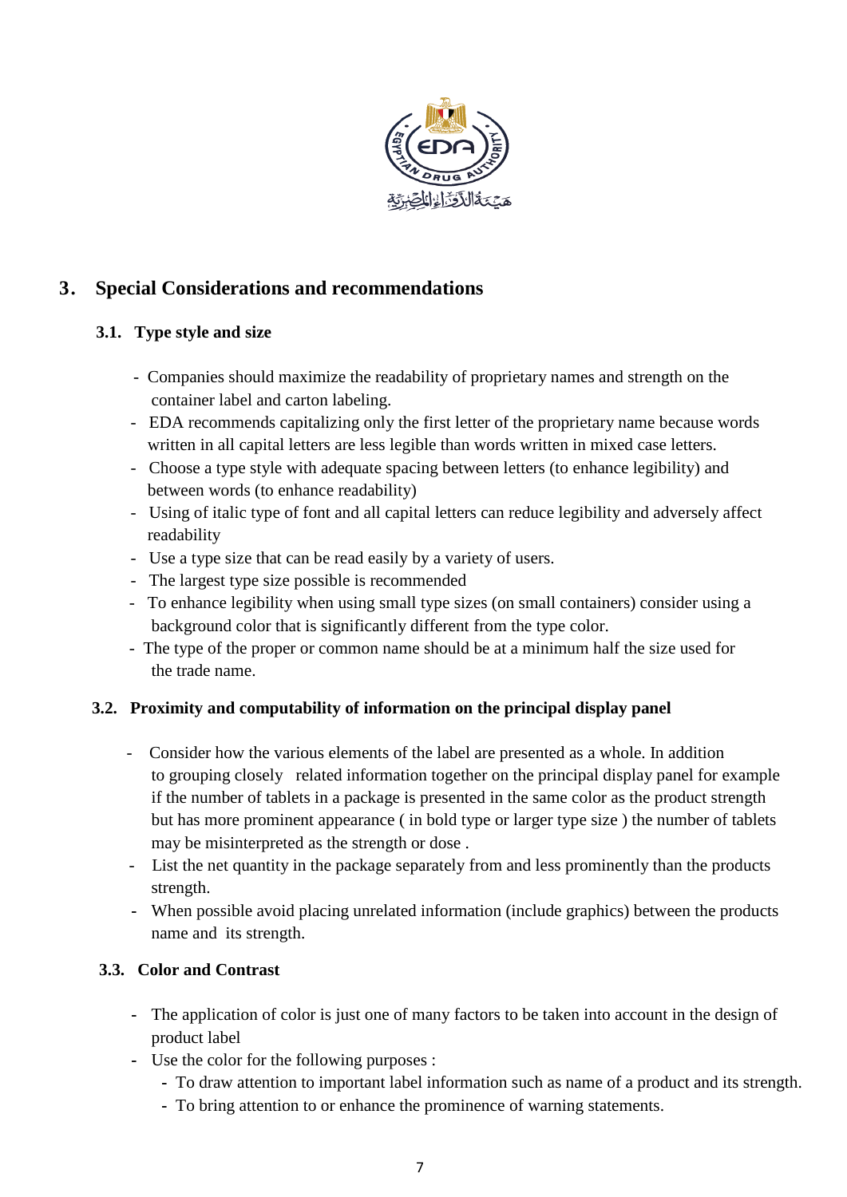## 3. Special Considerations and recommendations

### 3.1. Type style and size

- Companies should maximize the readability of proprietary names and strength on the container label and carton labeling.
- EDA recommends capitalizing only the first letter of the proprietary name because words written in all capital letters are less legible than words written in mixed case letters.
- Choose a type style with adequate spacing between letters (to enhance legibility) and between words (to enhance readability)
- Using of italic type of font and all capital letters can reduce legibility and adversely affect readability
- Use a type size that can be read easily by a variety of users.
- The largest type size possible is recommended
- To enhance legibility when using small type sizes (on small containers) consider using a background color that is significantly different from the type color.
- The type of the proper or common name should be at a minimum half the size used for the trade name.

### 3.2. Proximity and computability of information on the principal display panel

- Consider how the various elements of the label are presented as a whole. In addition to grouping closely related information together on the principal display panel for example if the number of tablets in a package is presented in the same color as the product strength but has more prominent appearance ( in bold type or larger type size ) the number of tablets may be misinterpreted as the strength or dose .
- List the net quantity in the package separately from and less prominently than the products strength.
- When possible avoid placing unrelated information (include graphics) between the products name and its strength.

### 3.3. Color and Contrast

- The application of color is just one of many factors to be taken into account in the design of product label
- Use the color for the following purposes :
  - To draw attention to important label information such as name of a product and its strength.
  - To bring attention to or enhance the prominence of warning statements.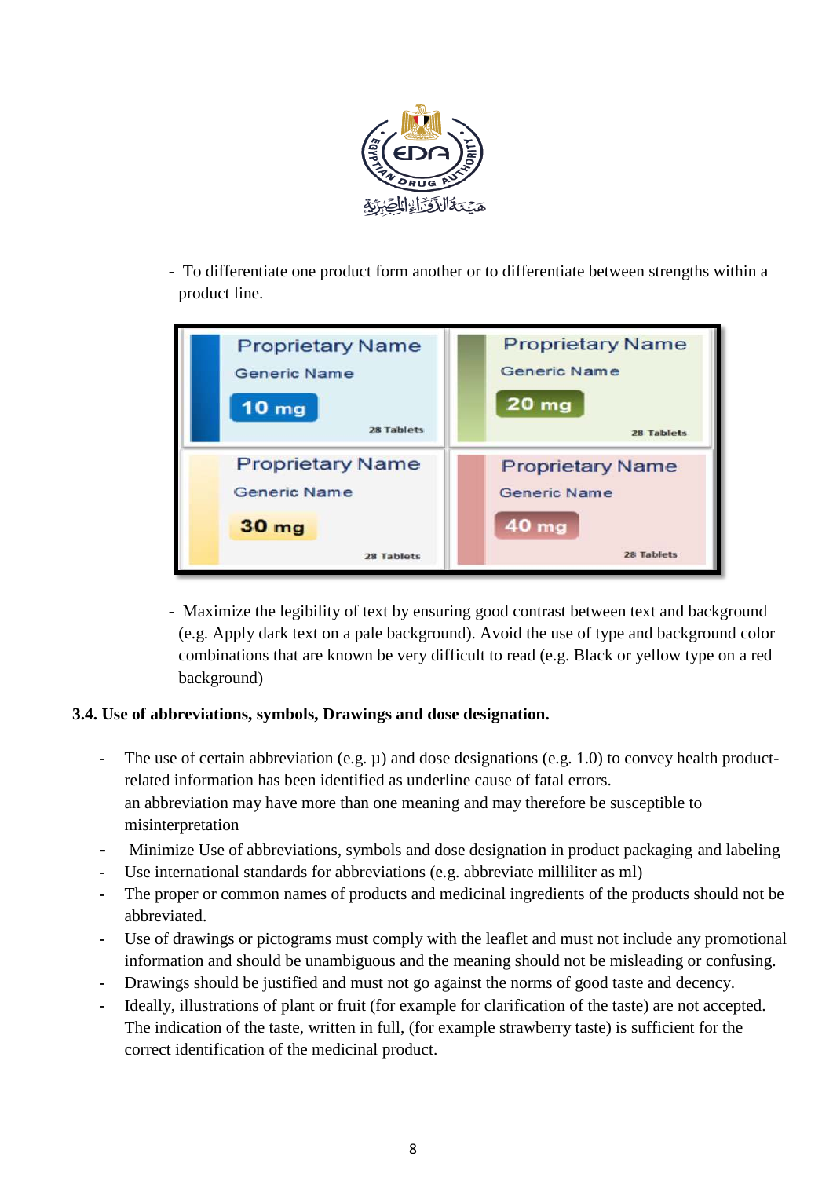- To differentiate one product form another or to differentiate between strengths within a product line.

| Proprietary Name | Proprietary Name |
| --- | --- |
| Generic Name | Generic Name |
| 10 mg | 20 mg |
| 28 Tablets | 28 Tablets |
| Proprietary Name | Proprietary Name |
| Generic Name | Generic Name |
| 30 mg | 40 mg |
| 28 Tablets | 28 Tablets |

- Maximize the legibility of text by ensuring good contrast between text and background (e.g. Apply dark text on a pale background). Avoid the use of type and background color combinations that are known be very difficult to read (e.g. Black or yellow type on a red background)

### 3.4. Use of abbreviations, symbols, Drawings and dose designation.

- The use of certain abbreviation (e.g. µ) and dose designations (e.g. 1.0) to convey health product-related information has been identified as underline cause of fatal errors. an abbreviation may have more than one meaning and may therefore be susceptible to misinterpretation
- Minimize Use of abbreviations, symbols and dose designation in product packaging and labeling
- Use international standards for abbreviations (e.g. abbreviate milliliter as ml)
- The proper or common names of products and medicinal ingredients of the products should not be abbreviated.
- Use of drawings or pictograms must comply with the leaflet and must not include any promotional information and should be unambiguous and the meaning should not be misleading or confusing.
- Drawings should be justified and must not go against the norms of good taste and decency.
- Ideally, illustrations of plant or fruit (for example for clarification of the taste) are not accepted. The indication of the taste, written in full, (for example strawberry taste) is sufficient for the correct identification of the medicinal product.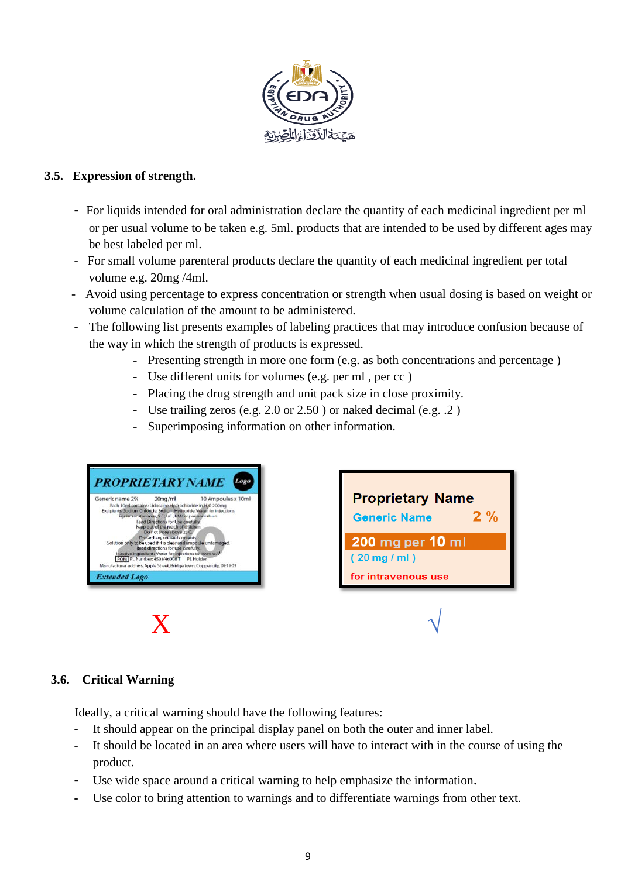## 3.5. Expression of strength.

- For liquids intended for oral administration declare the quantity of each medicinal ingredient per ml or per usual volume to be taken e.g. 5ml. products that are intended to be used by different ages may be best labeled per ml.
- For small volume parenteral products declare the quantity of each medicinal ingredient per total volume e.g. 20mg /4ml.
- Avoid using percentage to express concentration or strength when usual dosing is based on weight or volume calculation of the amount to be administered.
- The following list presents examples of labeling practices that may introduce confusion because of the way in which the strength of products is expressed.
  - Presenting strength in more one form (e.g. as both concentrations and percentage )
  - Use different units for volumes (e.g. per ml , per cc )
  - Placing the drug strength and unit pack size in close proximity.
  - Use trailing zeros (e.g. 2.0 or 2.50 ) or naked decimal (e.g. .2 )
  - Superimposing information on other information.

X √

## 3.6. Critical Warning

Ideally, a critical warning should have the following features:

- It should appear on the principal display panel on both the outer and inner label.
- It should be located in an area where users will have to interact with in the course of using the product.
- Use wide space around a critical warning to help emphasize the information.
- Use color to bring attention to warnings and to differentiate warnings from other text.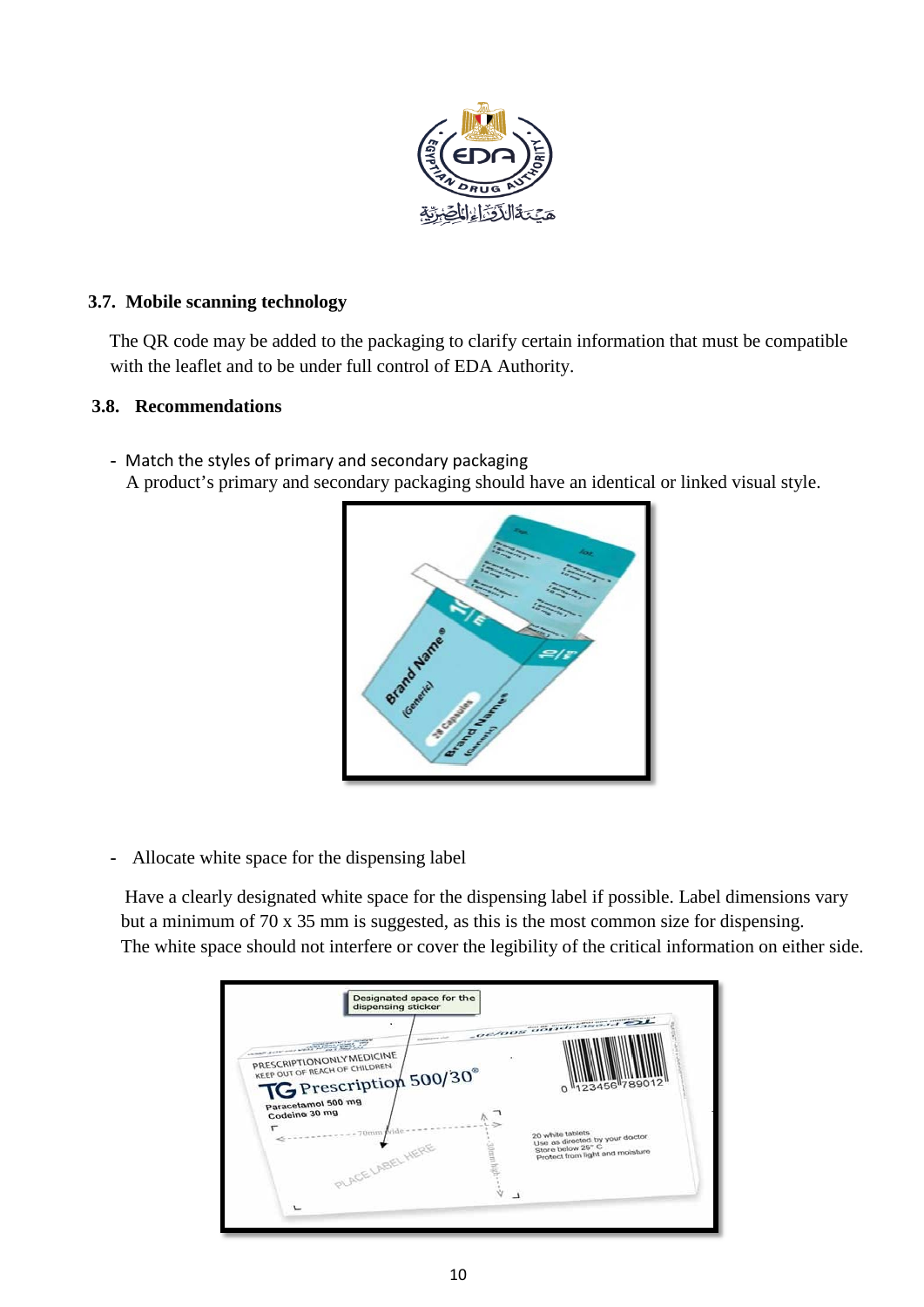### 3.7. Mobile scanning technology

The QR code may be added to the packaging to clarify certain information that must be compatible with the leaflet and to be under full control of EDA Authority.

### 3.8. Recommendations

- Match the styles of primary and secondary packaging

  A product's primary and secondary packaging should have an identical or linked visual style.

- Allocate white space for the dispensing label

  Have a clearly designated white space for the dispensing label if possible. Label dimensions vary but a minimum of 70 x 35 mm is suggested, as this is the most common size for dispensing. The white space should not interfere or cover the legibility of the critical information on either side.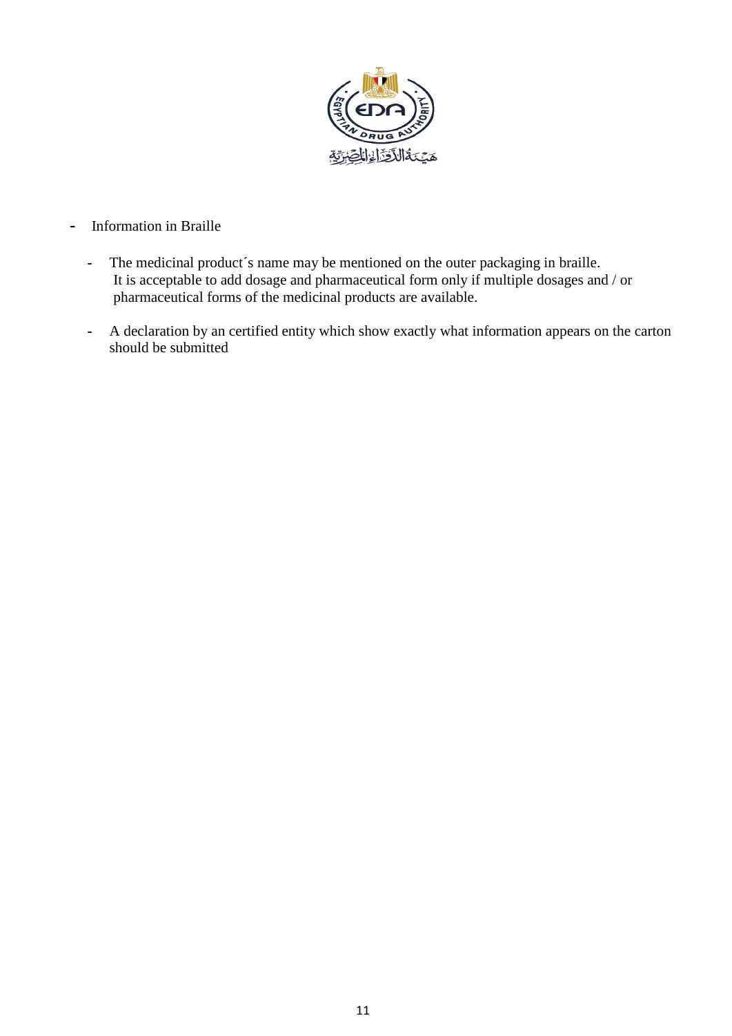- Information in Braille

  - The medicinal product´s name may be mentioned on the outer packaging in braille. It is acceptable to add dosage and pharmaceutical form only if multiple dosages and / or pharmaceutical forms of the medicinal products are available.

  - A declaration by an certified entity which show exactly what information appears on the carton should be submitted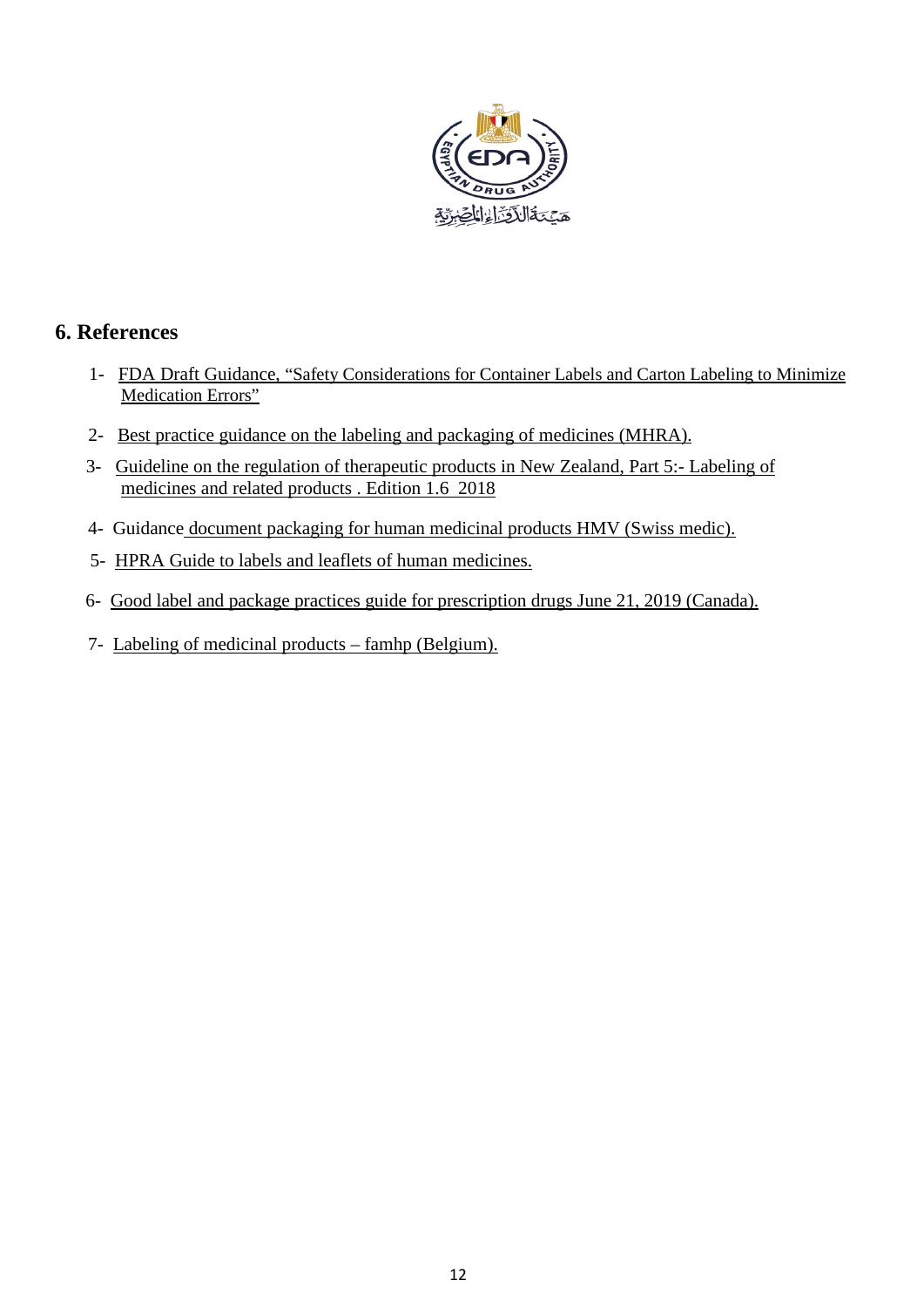## 6. References

1- FDA Draft Guidance, "Safety Considerations for Container Labels and Carton Labeling to Minimize Medication Errors"

2- Best practice guidance on the labeling and packaging of medicines (MHRA).

3- Guideline on the regulation of therapeutic products in New Zealand, Part 5:- Labeling of medicines and related products . Edition 1.6 2018

4- Guidance document packaging for human medicinal products HMV (Swiss medic).

5- HPRA Guide to labels and leaflets of human medicines.

6- Good label and package practices guide for prescription drugs June 21, 2019 (Canada).

7- Labeling of medicinal products – famhp (Belgium).